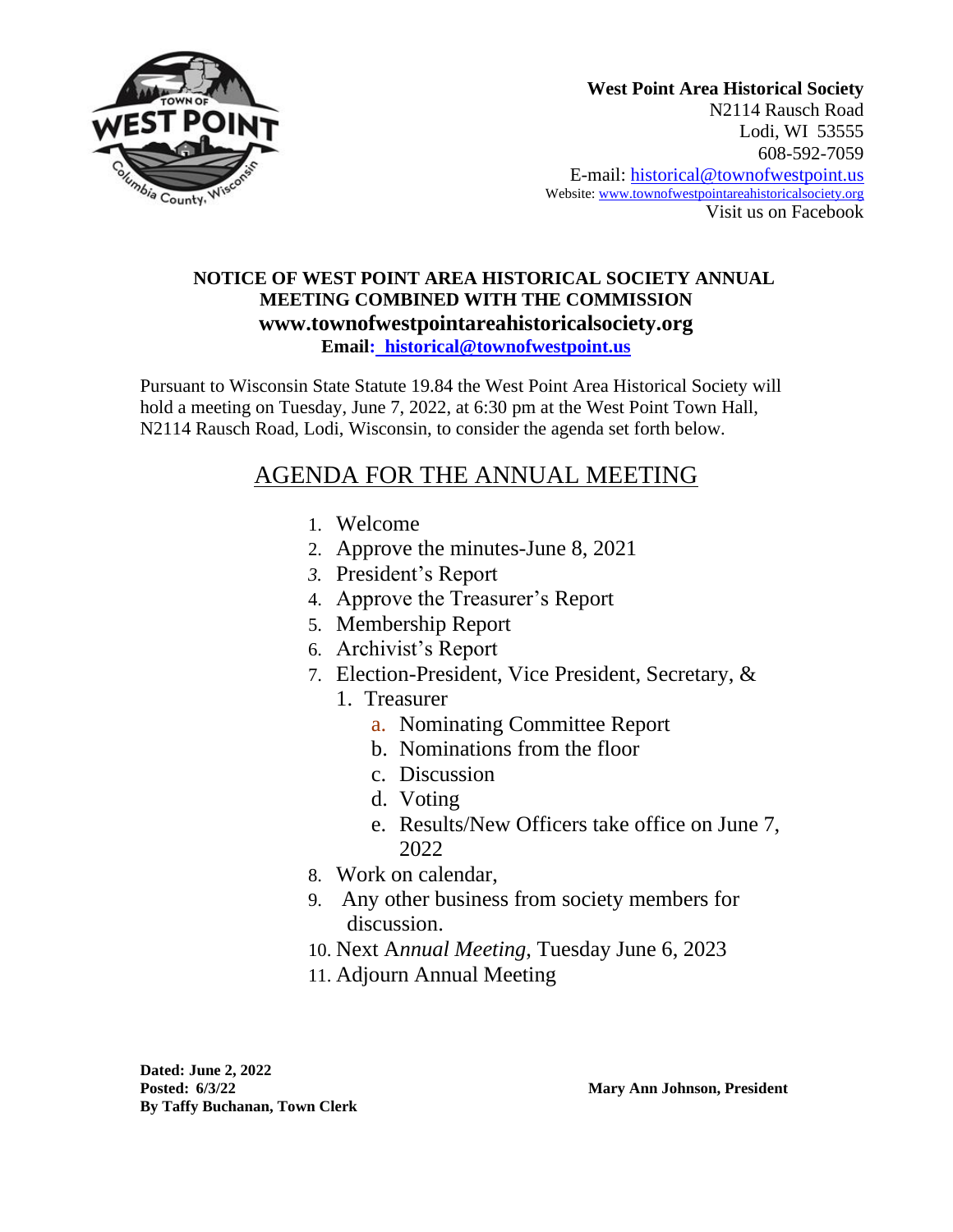**West Point Area Historical Society**
N2114 Rausch Road
Lodi, WI 53555
608-592-7059
E-mail: historical@townofwestpoint.us
Website: www.townofwestpointareahistoricalsociety.org
Visit us on Facebook

**NOTICE OF WEST POINT AREA HISTORICAL SOCIETY ANNUAL MEETING COMBINED WITH THE COMMISSION**
**www.townofwestpointareahistoricalsociety.org**
**Email: historical@townofwestpoint.us**

Pursuant to Wisconsin State Statute 19.84 the West Point Area Historical Society will hold a meeting on Tuesday, June 7, 2022, at 6:30 pm at the West Point Town Hall, N2114 Rausch Road, Lodi, Wisconsin, to consider the agenda set forth below.

## AGENDA FOR THE ANNUAL MEETING

1. Welcome
2. Approve the minutes-June 8, 2021
3. President's Report
4. Approve the Treasurer's Report
5. Membership Report
6. Archivist's Report
7. Election-President, Vice President, Secretary, &
   1. Treasurer
      a. Nominating Committee Report
      b. Nominations from the floor
      c. Discussion
      d. Voting
      e. Results/New Officers take office on June 7, 2022
8. Work on calendar,
9. Any other business from society members for discussion.
10. Next A*nnual Meeting*, Tuesday June 6, 2023
11. Adjourn Annual Meeting

**Dated: June 2, 2022**
**Posted: 6/3/22**
**By Taffy Buchanan, Town Clerk**

**Mary Ann Johnson, President**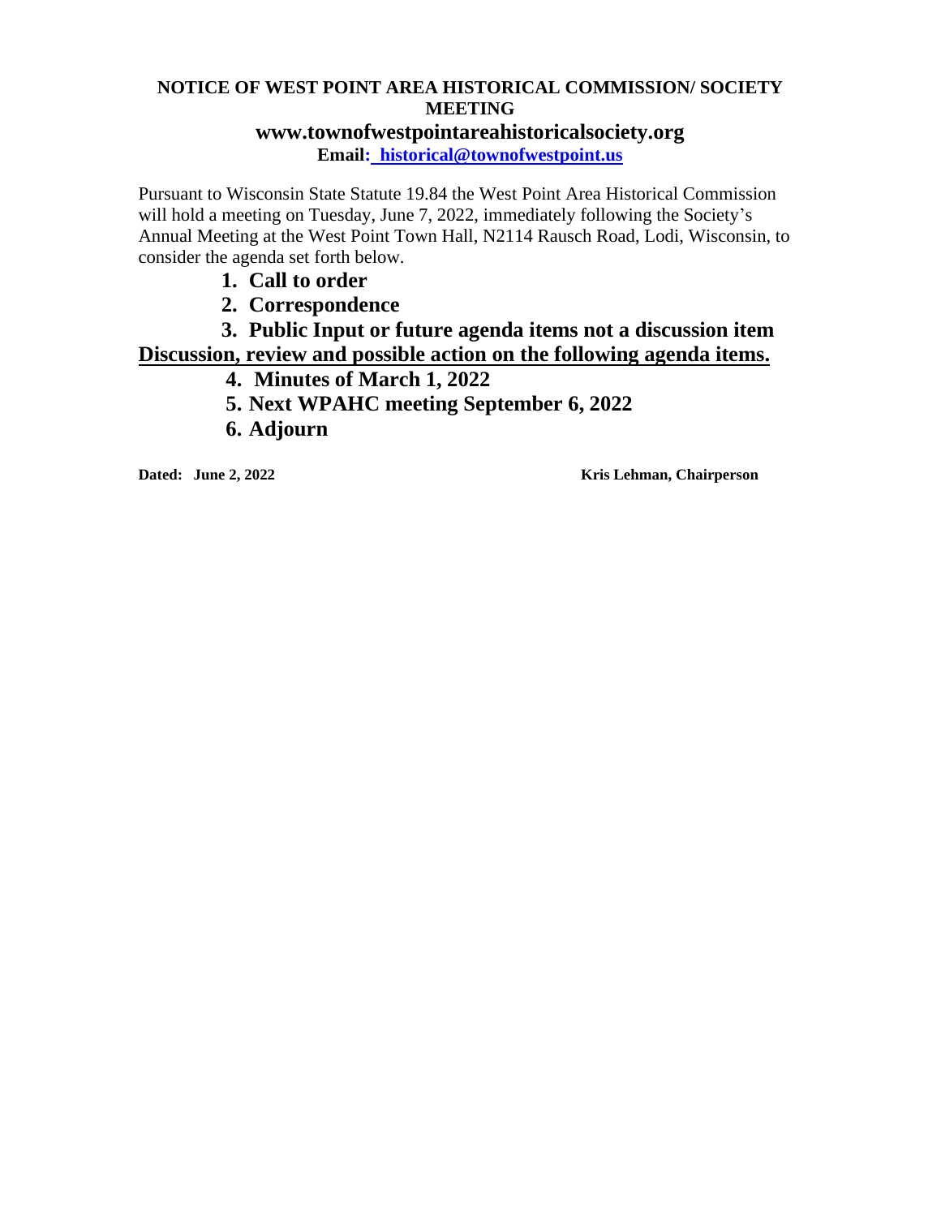**NOTICE OF WEST POINT AREA HISTORICAL COMMISSION/ SOCIETY MEETING**

**www.townofwestpointareahistoricalsociety.org**

**Email: historical@townofwestpoint.us**

Pursuant to Wisconsin State Statute 19.84 the West Point Area Historical Commission will hold a meeting on Tuesday, June 7, 2022, immediately following the Society's Annual Meeting at the West Point Town Hall, N2114 Rausch Road, Lodi, Wisconsin, to consider the agenda set forth below.

1. **Call to order**
2. **Correspondence**
3. **Public Input or future agenda items not a discussion item**

**Discussion, review and possible action on the following agenda items.**

4. **Minutes of March 1, 2022**
5. **Next WPAHC meeting September 6, 2022**
6. **Adjourn**

**Dated: June 2, 2022** **Kris Lehman, Chairperson**